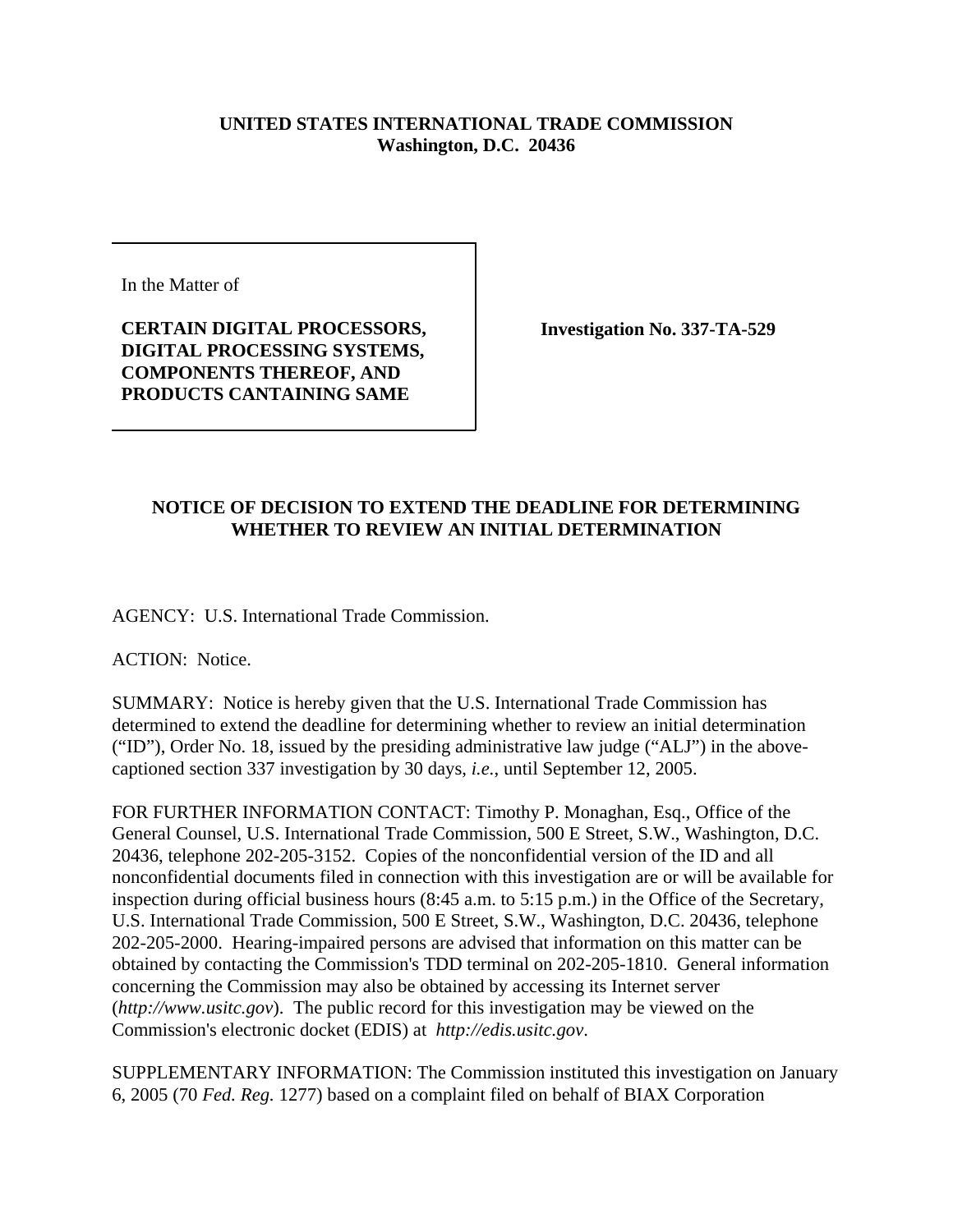**UNITED STATES INTERNATIONAL TRADE COMMISSION**
**Washington, D.C. 20436**

In the Matter of

**CERTAIN DIGITAL PROCESSORS, DIGITAL PROCESSING SYSTEMS, COMPONENTS THEREOF, AND PRODUCTS CANTAINING SAME**

**Investigation No. 337-TA-529**

## NOTICE OF DECISION TO EXTEND THE DEADLINE FOR DETERMINING WHETHER TO REVIEW AN INITIAL DETERMINATION

AGENCY: U.S. International Trade Commission.

ACTION: Notice.

SUMMARY: Notice is hereby given that the U.S. International Trade Commission has determined to extend the deadline for determining whether to review an initial determination ("ID"), Order No. 18, issued by the presiding administrative law judge ("ALJ") in the above-captioned section 337 investigation by 30 days, *i.e.*, until September 12, 2005.

FOR FURTHER INFORMATION CONTACT: Timothy P. Monaghan, Esq., Office of the General Counsel, U.S. International Trade Commission, 500 E Street, S.W., Washington, D.C. 20436, telephone 202-205-3152. Copies of the nonconfidential version of the ID and all nonconfidential documents filed in connection with this investigation are or will be available for inspection during official business hours (8:45 a.m. to 5:15 p.m.) in the Office of the Secretary, U.S. International Trade Commission, 500 E Street, S.W., Washington, D.C. 20436, telephone 202-205-2000. Hearing-impaired persons are advised that information on this matter can be obtained by contacting the Commission's TDD terminal on 202-205-1810. General information concerning the Commission may also be obtained by accessing its Internet server (*http://www.usitc.gov*). The public record for this investigation may be viewed on the Commission's electronic docket (EDIS) at *http://edis.usitc.gov*.

SUPPLEMENTARY INFORMATION: The Commission instituted this investigation on January 6, 2005 (70 *Fed. Reg.* 1277) based on a complaint filed on behalf of BIAX Corporation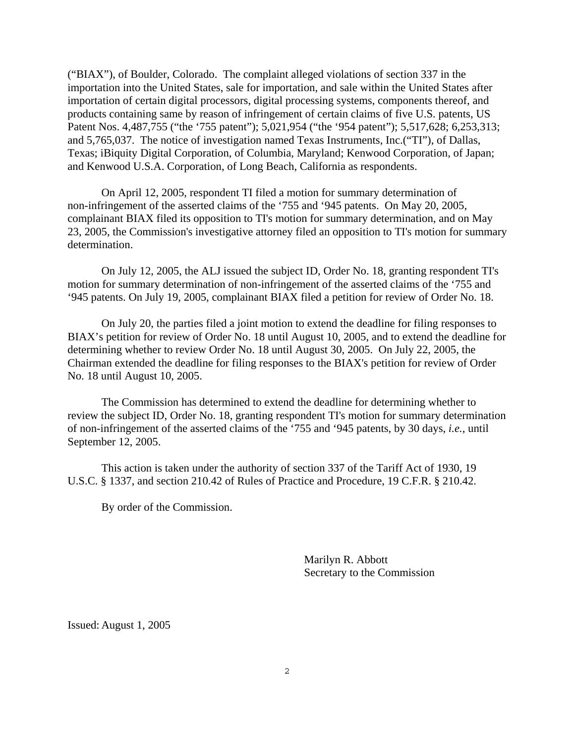("BIAX"), of Boulder, Colorado. The complaint alleged violations of section 337 in the importation into the United States, sale for importation, and sale within the United States after importation of certain digital processors, digital processing systems, components thereof, and products containing same by reason of infringement of certain claims of five U.S. patents, US Patent Nos. 4,487,755 ("the '755 patent"); 5,021,954 ("the '954 patent"); 5,517,628; 6,253,313; and 5,765,037. The notice of investigation named Texas Instruments, Inc.("TI"), of Dallas, Texas; iBiquity Digital Corporation, of Columbia, Maryland; Kenwood Corporation, of Japan; and Kenwood U.S.A. Corporation, of Long Beach, California as respondents.

On April 12, 2005, respondent TI filed a motion for summary determination of non-infringement of the asserted claims of the '755 and '945 patents. On May 20, 2005, complainant BIAX filed its opposition to TI's motion for summary determination, and on May 23, 2005, the Commission's investigative attorney filed an opposition to TI's motion for summary determination.

On July 12, 2005, the ALJ issued the subject ID, Order No. 18, granting respondent TI's motion for summary determination of non-infringement of the asserted claims of the '755 and '945 patents. On July 19, 2005, complainant BIAX filed a petition for review of Order No. 18.

On July 20, the parties filed a joint motion to extend the deadline for filing responses to BIAX's petition for review of Order No. 18 until August 10, 2005, and to extend the deadline for determining whether to review Order No. 18 until August 30, 2005. On July 22, 2005, the Chairman extended the deadline for filing responses to the BIAX's petition for review of Order No. 18 until August 10, 2005.

The Commission has determined to extend the deadline for determining whether to review the subject ID, Order No. 18, granting respondent TI's motion for summary determination of non-infringement of the asserted claims of the '755 and '945 patents, by 30 days, *i.e.*, until September 12, 2005.

This action is taken under the authority of section 337 of the Tariff Act of 1930, 19 U.S.C. § 1337, and section 210.42 of Rules of Practice and Procedure, 19 C.F.R. § 210.42.

By order of the Commission.

Marilyn R. Abbott
Secretary to the Commission

Issued: August 1, 2005